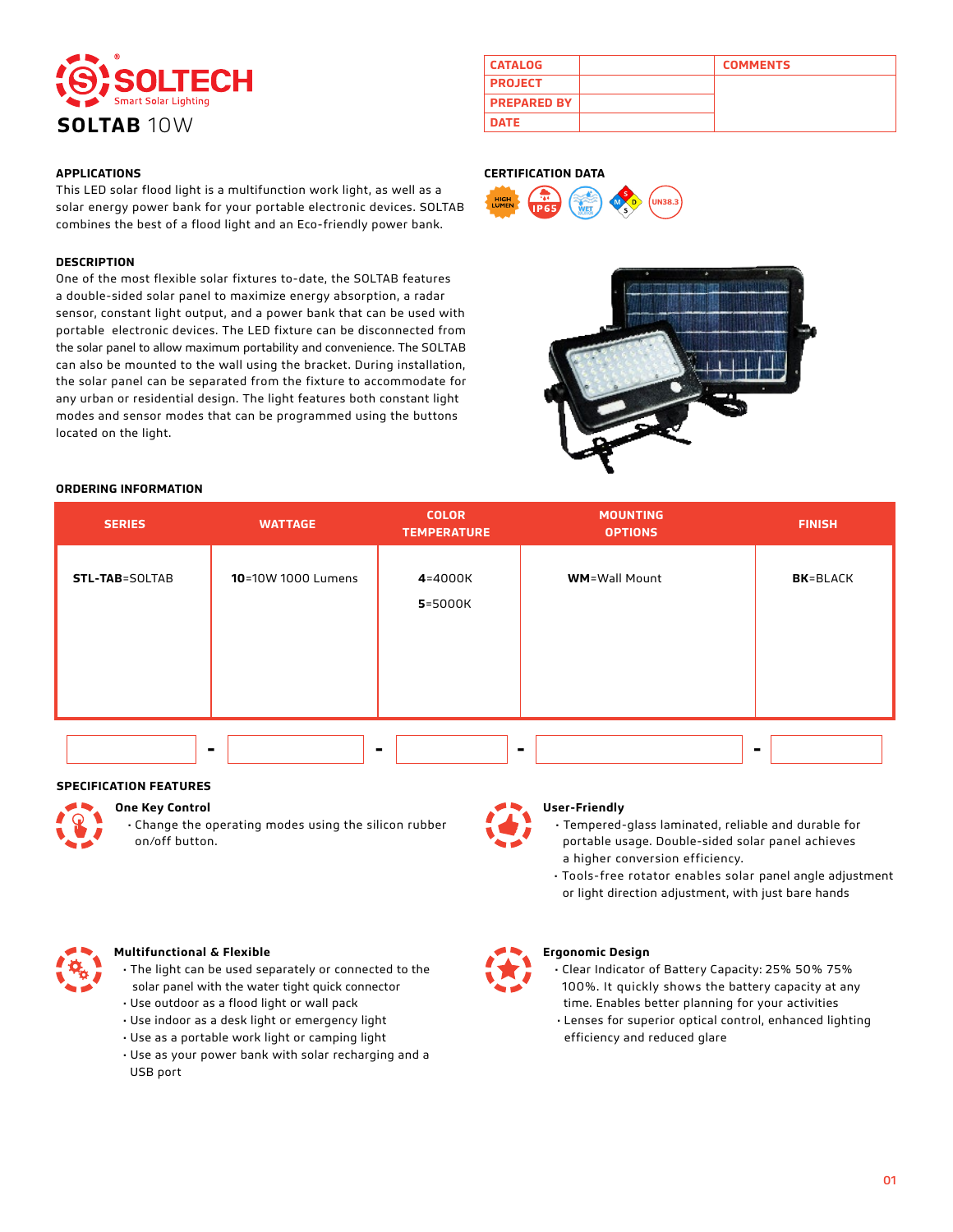# SOLTECH

Smart Solar Lighting

## SOLTAB 10W

| CATALOG | | COMMENTS |
|---|---|---|
| PROJECT | | |
| PREPARED BY | | |
| DATE | | |

### APPLICATIONS

This LED solar flood light is a multifunction work light, as well as a solar energy power bank for your portable electronic devices. SOLTAB combines the best of a flood light and an Eco-friendly power bank.

### CERTIFICATION DATA

HIGH LUMEN, IP65, WET, UN38.3

### DESCRIPTION

One of the most flexible solar fixtures to-date, the SOLTAB features a double-sided solar panel to maximize energy absorption, a radar sensor, constant light output, and a power bank that can be used with portable electronic devices. The LED fixture can be disconnected from the solar panel to allow maximum portability and convenience. The SOLTAB can also be mounted to the wall using the bracket. During installation, the solar panel can be separated from the fixture to accommodate for any urban or residential design. The light features both constant light modes and sensor modes that can be programmed using the buttons located on the light.

### ORDERING INFORMATION

| SERIES | WATTAGE | COLOR TEMPERATURE | MOUNTING OPTIONS | FINISH |
|---|---|---|---|---|
| **STL-TAB**=SOLTAB | **10**=10W 1000 Lumens | **4**=4000K<br>**5**=5000K | **WM**=Wall Mount | **BK**=BLACK |

_____ - _____ - _____ - _____ - _____

### SPECIFICATION FEATURES

**One Key Control**

- Change the operating modes using the silicon rubber on/off button.

**User-Friendly**

- Tempered-glass laminated, reliable and durable for portable usage. Double-sided solar panel achieves a higher conversion efficiency.
- Tools-free rotator enables solar panel angle adjustment or light direction adjustment, with just bare hands

**Multifunctional & Flexible**

- The light can be used separately or connected to the solar panel with the water tight quick connector
- Use outdoor as a flood light or wall pack
- Use indoor as a desk light or emergency light
- Use as a portable work light or camping light
- Use as your power bank with solar recharging and a USB port

**Ergonomic Design**

- Clear Indicator of Battery Capacity: 25% 50% 75% 100%. It quickly shows the battery capacity at any time. Enables better planning for your activities
- Lenses for superior optical control, enhanced lighting efficiency and reduced glare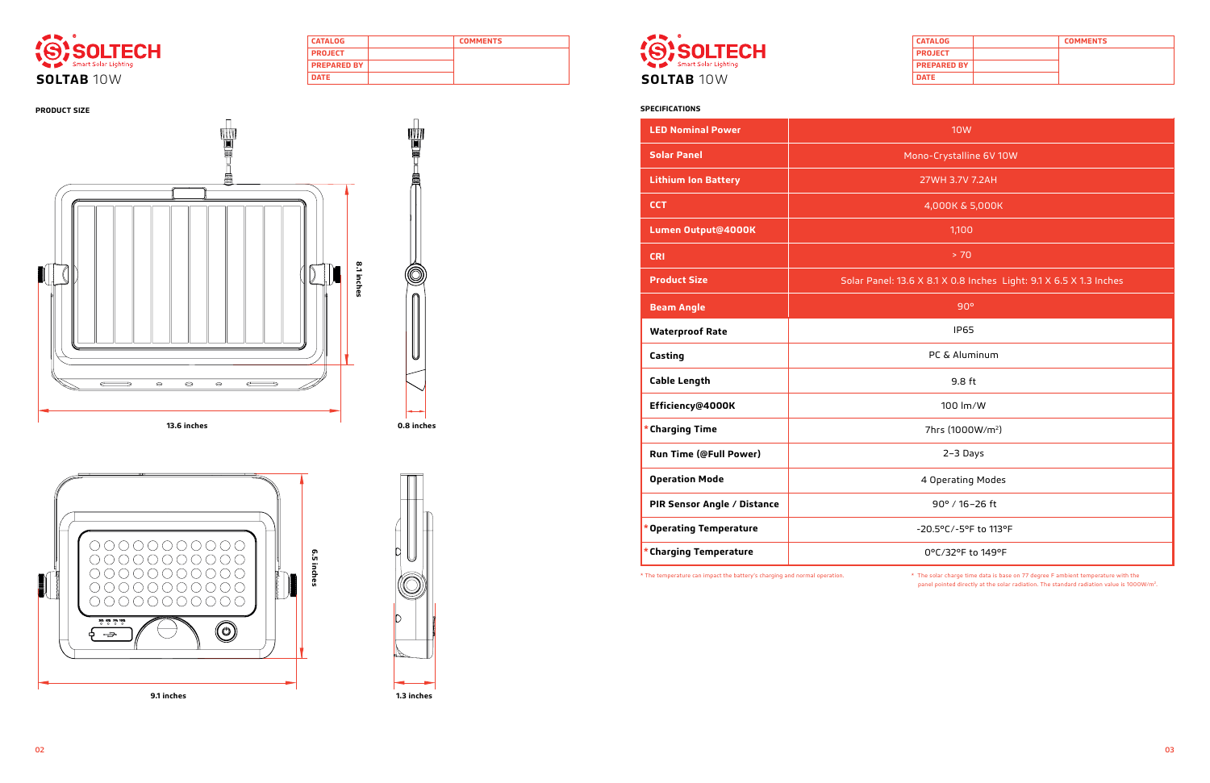# SOLTECH

Smart Solar Lighting

## SOLTAB 10W

| CATALOG | | COMMENTS |
|---|---|---|
| PROJECT | | |
| PREPARED BY | | |
| DATE | | |

### PRODUCT SIZE

8.1 inches

13.6 inches

0.8 inches

6.5 inches

9.1 inches

1.3 inches

# SOLTECH

Smart Solar Lighting

## SOLTAB 10W

| CATALOG | | COMMENTS |
|---|---|---|
| PROJECT | | |
| PREPARED BY | | |
| DATE | | |

### SPECIFICATIONS

| | |
|---|---|
| **LED Nominal Power** | 10W |
| **Solar Panel** | Mono-Crystalline 6V 10W |
| **Lithium Ion Battery** | 27WH 3.7V 7.2AH |
| **CCT** | 4,000K & 5,000K |
| **Lumen Output@4000K** | 1,100 |
| **CRI** | > 70 |
| **Product Size** | Solar Panel: 13.6 X 8.1 X 0.8 Inches Light: 9.1 X 6.5 X 1.3 Inches |
| **Beam Angle** | 90° |
| **Waterproof Rate** | IP65 |
| **Casting** | PC & Aluminum |
| **Cable Length** | 9.8 ft |
| **Efficiency@4000K** | 100 lm/W |
| ***Charging Time** | 7hrs (1000W/m²) |
| **Run Time (@Full Power)** | 2–3 Days |
| **Operation Mode** | 4 Operating Modes |
| **PIR Sensor Angle / Distance** | 90° / 16–26 ft |
| ***Operating Temperature** | -20.5°C/-5°F to 113°F |
| ***Charging Temperature** | 0°C/32°F to 149°F |

* The temperature can impact the battery's charging and normal operation.

* The solar charge time data is base on 77 degree F ambient temperature with the panel pointed directly at the solar radiation. The standard radiation value is 1000W/m².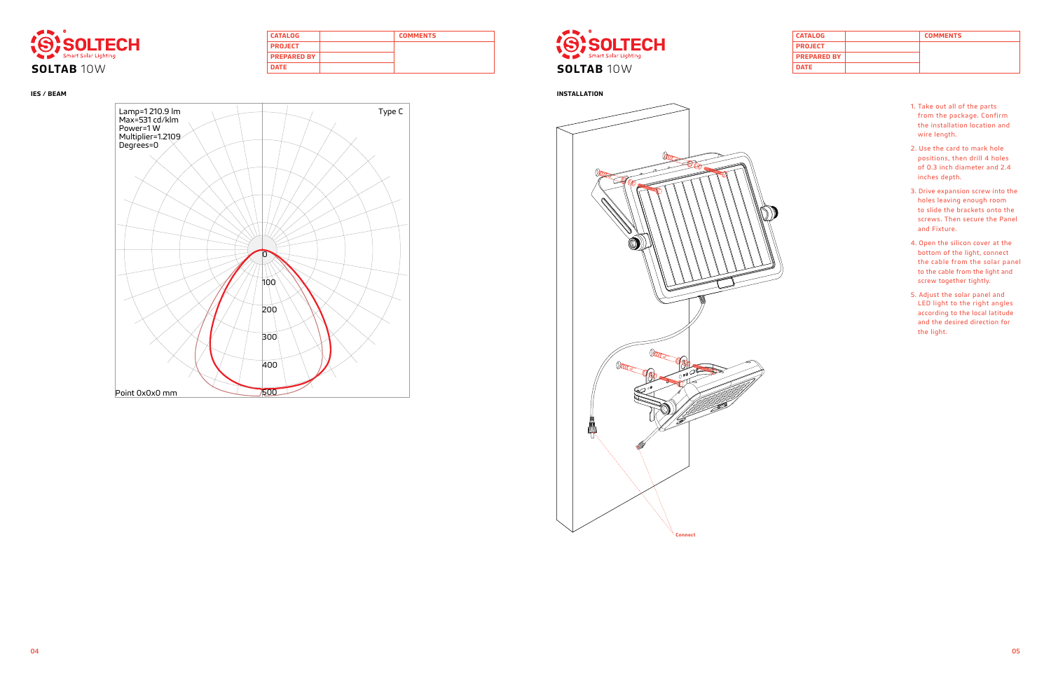# SOLTAB 10W

| CATALOG | | COMMENTS |
| --- | --- | --- |
| PROJECT | | |
| PREPARED BY | | |
| DATE | | |

**IES / BEAM**

Lamp=1 210.9 lm
Max=531 cd/klm
Power=1 W
Multiplier=1.2109
Degrees=0

Type C

0
100
200
300
400
500

Point 0x0x0 mm

# SOLTAB 10W

| CATALOG | | COMMENTS |
| --- | --- | --- |
| PROJECT | | |
| PREPARED BY | | |
| DATE | | |

**INSTALLATION**

Connect

1. Take out all of the parts from the package. Confirm the installation location and wire length.
2. Use the card to mark hole positions, then drill 4 holes of 0.3 inch diameter and 2.4 inches depth.
3. Drive expansion screw into the holes leaving enough room to slide the brackets onto the screws. Then secure the Panel and Fixture.
4. Open the silicon cover at the bottom of the light, connect the cable from the solar panel to the cable from the light and screw together tightly.
5. Adjust the solar panel and LED light to the right angles according to the local latitude and the desired direction for the light.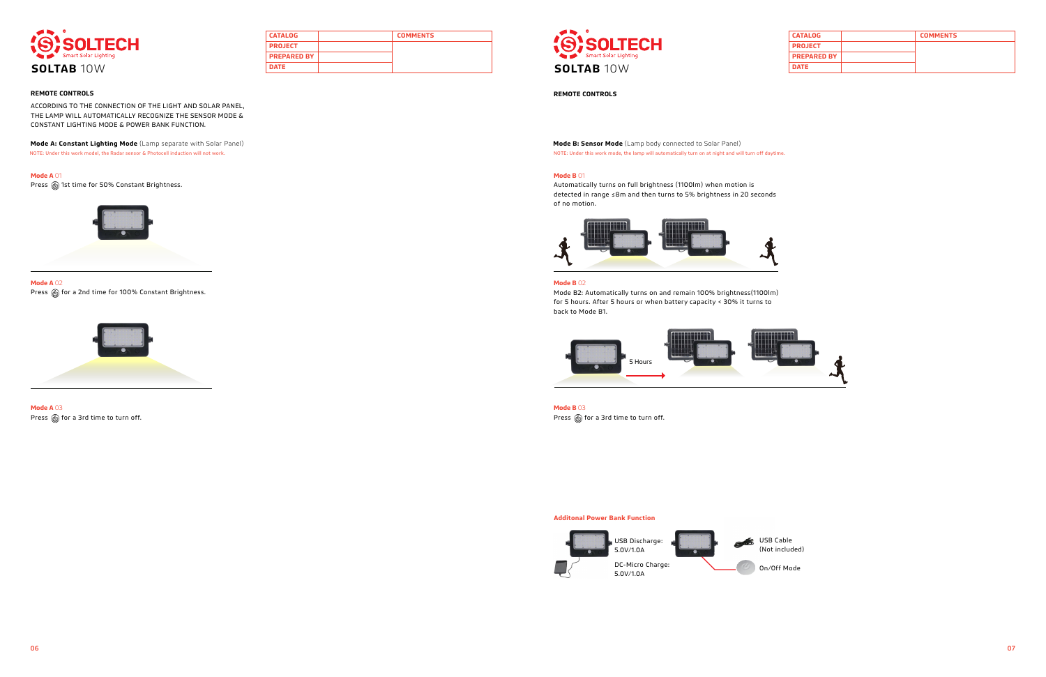# SOLTAB 10W

| CATALOG | | COMMENTS |
|---|---|---|
| PROJECT | | |
| PREPARED BY | | |
| DATE | | |

**REMOTE CONTROLS**

ACCORDING TO THE CONNECTION OF THE LIGHT AND SOLAR PANEL, THE LAMP WILL AUTOMATICALLY RECOGNIZE THE SENSOR MODE & CONSTANT LIGHTING MODE & POWER BANK FUNCTION.

**Mode A: Constant Lighting Mode** (Lamp separate with Solar Panel)

NOTE: Under this work model, the Radar sensor & Photocell induction will not work.

**Mode A** 01

Press ⏻ 1st time for 50% Constant Brightness.

**Mode A** 02

Press ⏻ for a 2nd time for 100% Constant Brightness.

**Mode A** 03

Press ⏻ for a 3rd time to turn off.

# SOLTAB 10W

| CATALOG | | COMMENTS |
|---|---|---|
| PROJECT | | |
| PREPARED BY | | |
| DATE | | |

**REMOTE CONTROLS**

**Mode B: Sensor Mode** (Lamp body connected to Solar Panel)

NOTE: Under this work mode, the lamp will automatically turn on at night and will turn off daytime.

**Mode B** 01

Automatically turns on full brightness (1100lm) when motion is detected in range ≤8m and then turns to 5% brightness in 20 seconds of no motion.

**Mode B** 02

Mode B2: Automatically turns on and remain 100% brightness(1100lm) for 5 hours. After 5 hours or when battery capacity < 30% it turns to back to Mode B1.

5 Hours

**Mode B** 03

Press ⏻ for a 3rd time to turn off.

**Additonal Power Bank Function**

USB Discharge: 5.0V/1.0A

DC-Micro Charge: 5.0V/1.0A

USB Cable (Not included)

On/Off Mode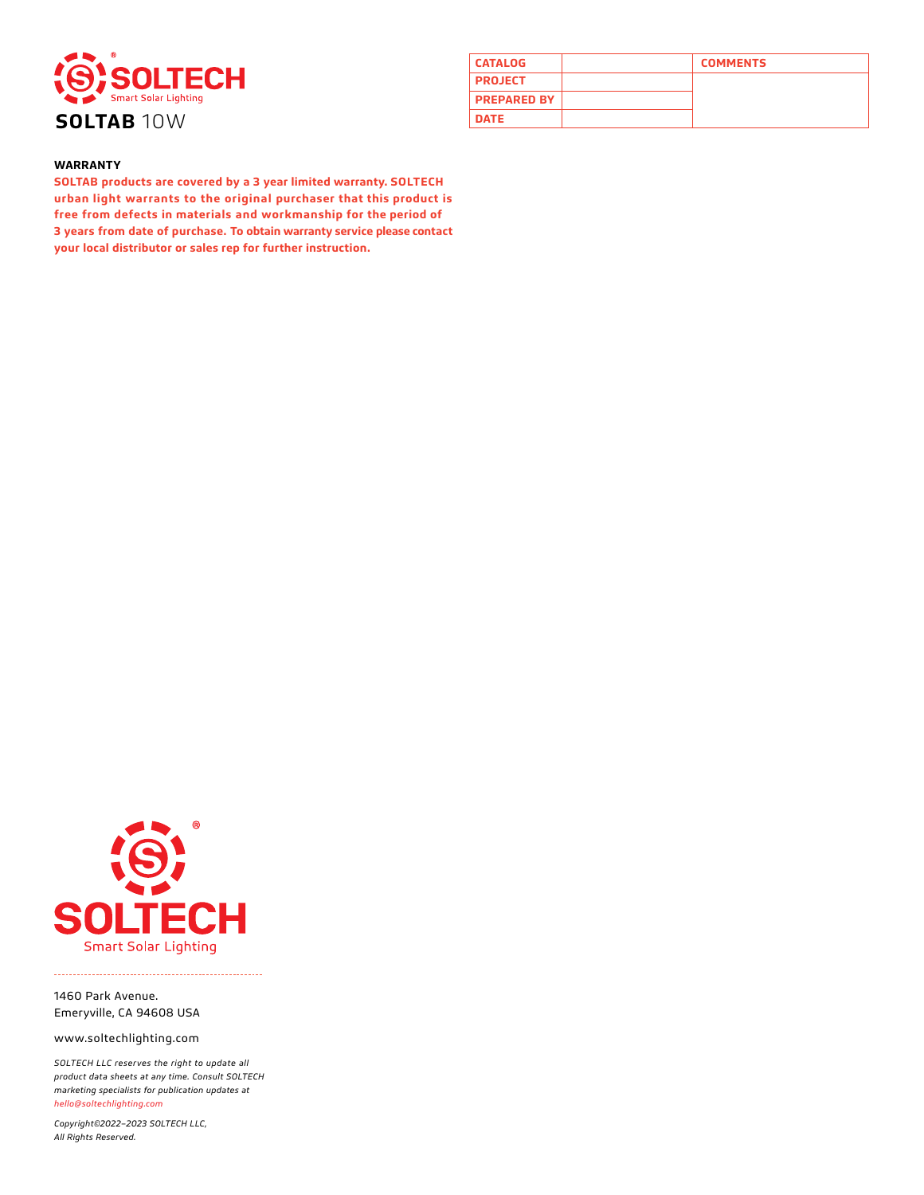SOLTECH
Smart Solar Lighting

# SOLTAB 10W

| CATALOG | | COMMENTS |
|---|---|---|
| PROJECT | | |
| PREPARED BY | | |
| DATE | | |

**WARRANTY**

**SOLTAB products are covered by a 3 year limited warranty. SOLTECH urban light warrants to the original purchaser that this product is free from defects in materials and workmanship for the period of 3 years from date of purchase. To obtain warranty service please contact your local distributor or sales rep for further instruction.**

SOLTECH
Smart Solar Lighting

1460 Park Avenue.
Emeryville, CA 94608 USA

www.soltechlighting.com

*SOLTECH LLC reserves the right to update all product data sheets at any time. Consult SOLTECH marketing specialists for publication updates at hello@soltechlighting.com*

*Copyright©2022–2023 SOLTECH LLC, All Rights Reserved.*